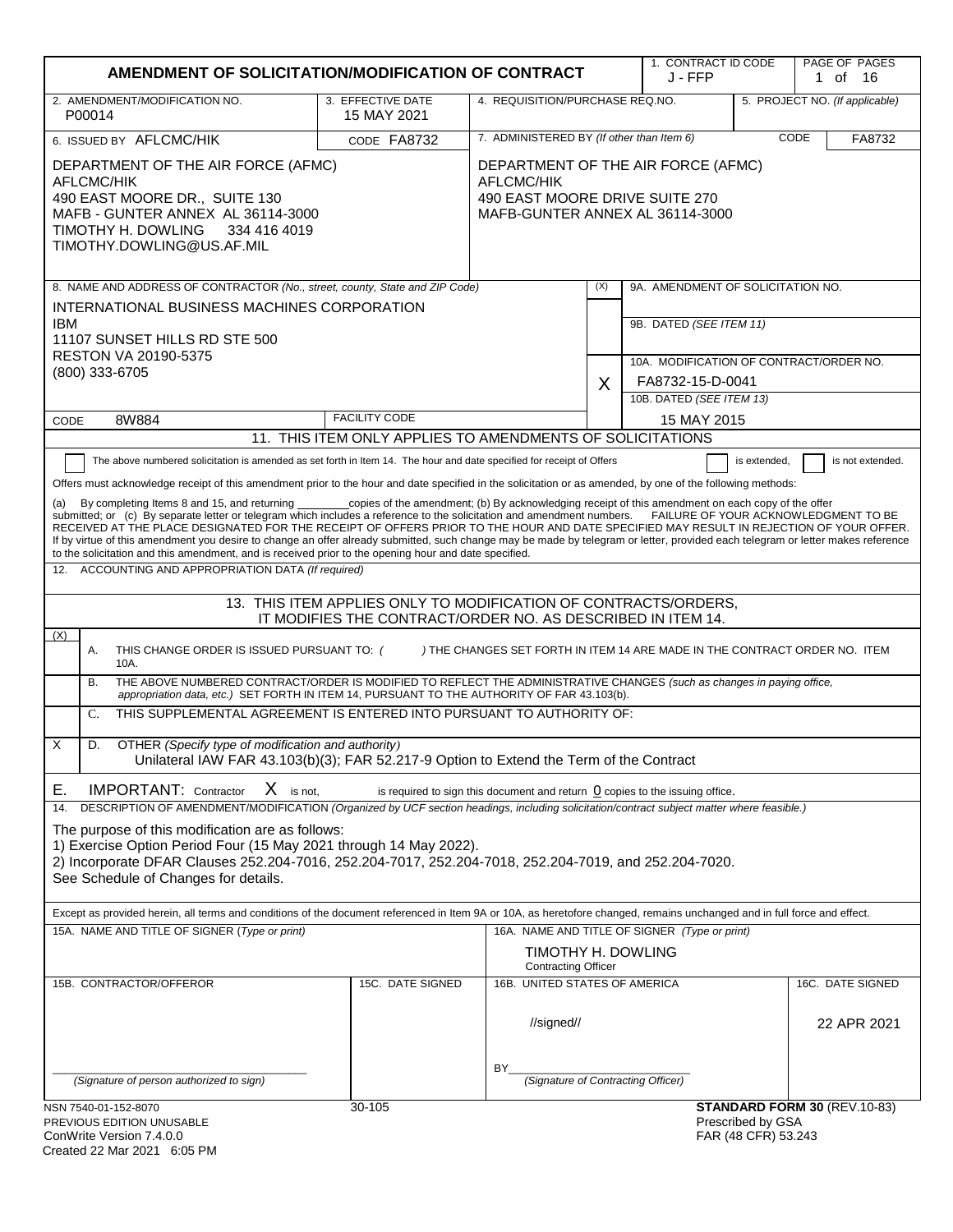# AMENDMENT OF SOLICITATION/MODIFICATION OF CONTRACT

| 1. CONTRACT ID CODE | PAGE OF PAGES |
|---|---|
| J - FFP | 1 of 16 |

| 2. AMENDMENT/MODIFICATION NO. | 3. EFFECTIVE DATE | 4. REQUISITION/PURCHASE REQ.NO. | 5. PROJECT NO. (If applicable) |
|---|---|---|---|
| P00014 | 15 MAY 2021 | | |

| 6. ISSUED BY AFLCMC/HIK CODE FA8732 | 7. ADMINISTERED BY (If other than Item 6) CODE FA8732 |
|---|---|
| DEPARTMENT OF THE AIR FORCE (AFMC)<br>AFLCMC/HIK<br>490 EAST MOORE DR., SUITE 130<br>MAFB - GUNTER ANNEX AL 36114-3000<br>TIMOTHY H. DOWLING 334 416 4019<br>TIMOTHY.DOWLING@US.AF.MIL | DEPARTMENT OF THE AIR FORCE (AFMC)<br>AFLCMC/HIK<br>490 EAST MOORE DRIVE SUITE 270<br>MAFB-GUNTER ANNEX AL 36114-3000 |

| 8. NAME AND ADDRESS OF CONTRACTOR (No., street, county, State and ZIP Code) | (X) | 9A. AMENDMENT OF SOLICITATION NO. / 9B. DATED (SEE ITEM 11) / 10A. MODIFICATION OF CONTRACT/ORDER NO. / 10B. DATED (SEE ITEM 13) |
|---|---|---|
| INTERNATIONAL BUSINESS MACHINES CORPORATION<br>IBM<br>11107 SUNSET HILLS RD STE 500<br>RESTON VA 20190-5375<br>(800) 333-6705 | X | 10A. FA8732-15-D-0041<br>10B. 15 MAY 2015 |
| CODE 8W884 FACILITY CODE | | |

## 11. THIS ITEM ONLY APPLIES TO AMENDMENTS OF SOLICITATIONS

☐ The above numbered solicitation is amended as set forth in Item 14. The hour and date specified for receipt of Offers ☐ is extended, ☐ is not extended.

Offers must acknowledge receipt of this amendment prior to the hour and date specified in the solicitation or as amended, by one of the following methods:

(a) By completing Items 8 and 15, and returning ________copies of the amendment; (b) By acknowledging receipt of this amendment on each copy of the offer submitted; or (c) By separate letter or telegram which includes a reference to the solicitation and amendment numbers. FAILURE OF YOUR ACKNOWLEDGMENT TO BE RECEIVED AT THE PLACE DESIGNATED FOR THE RECEIPT OF OFFERS PRIOR TO THE HOUR AND DATE SPECIFIED MAY RESULT IN REJECTION OF YOUR OFFER. If by virtue of this amendment you desire to change an offer already submitted, such change may be made by telegram or letter, provided each telegram or letter makes reference to the solicitation and this amendment, and is received prior to the opening hour and date specified.

12. ACCOUNTING AND APPROPRIATION DATA (If required)

## 13. THIS ITEM APPLIES ONLY TO MODIFICATION OF CONTRACTS/ORDERS, IT MODIFIES THE CONTRACT/ORDER NO. AS DESCRIBED IN ITEM 14.

| (X) | |
|---|---|
| | A. THIS CHANGE ORDER IS ISSUED PURSUANT TO: ( ) THE CHANGES SET FORTH IN ITEM 14 ARE MADE IN THE CONTRACT ORDER NO. ITEM 10A. |
| | B. THE ABOVE NUMBERED CONTRACT/ORDER IS MODIFIED TO REFLECT THE ADMINISTRATIVE CHANGES (such as changes in paying office, appropriation data, etc.) SET FORTH IN ITEM 14, PURSUANT TO THE AUTHORITY OF FAR 43.103(b). |
| | C. THIS SUPPLEMENTAL AGREEMENT IS ENTERED INTO PURSUANT TO AUTHORITY OF: |
| X | D. OTHER (Specify type of modification and authority)<br>Unilateral IAW FAR 43.103(b)(3); FAR 52.217-9 Option to Extend the Term of the Contract |

E. IMPORTANT: Contractor X is not, is required to sign this document and return 0 copies to the issuing office.

14. DESCRIPTION OF AMENDMENT/MODIFICATION (Organized by UCF section headings, including solicitation/contract subject matter where feasible.)

The purpose of this modification are as follows:
1) Exercise Option Period Four (15 May 2021 through 14 May 2022).
2) Incorporate DFAR Clauses 252.204-7016, 252.204-7017, 252.204-7018, 252.204-7019, and 252.204-7020.
See Schedule of Changes for details.

Except as provided herein, all terms and conditions of the document referenced in Item 9A or 10A, as heretofore changed, remains unchanged and in full force and effect.

| 15A. NAME AND TITLE OF SIGNER (Type or print) | | 16A. NAME AND TITLE OF SIGNER (Type or print) | |
|---|---|---|---|
| | | TIMOTHY H. DOWLING<br>Contracting Officer | |
| 15B. CONTRACTOR/OFFEROR | 15C. DATE SIGNED | 16B. UNITED STATES OF AMERICA | 16C. DATE SIGNED |
| (Signature of person authorized to sign) | | //signed//<br>BY (Signature of Contracting Officer) | 22 APR 2021 |

NSN 7540-01-152-8070 30-105 **STANDARD FORM 30** (REV.10-83)
PREVIOUS EDITION UNUSABLE Prescribed by GSA
ConWrite Version 7.4.0.0 FAR (48 CFR) 53.243
Created 22 Mar 2021 6:05 PM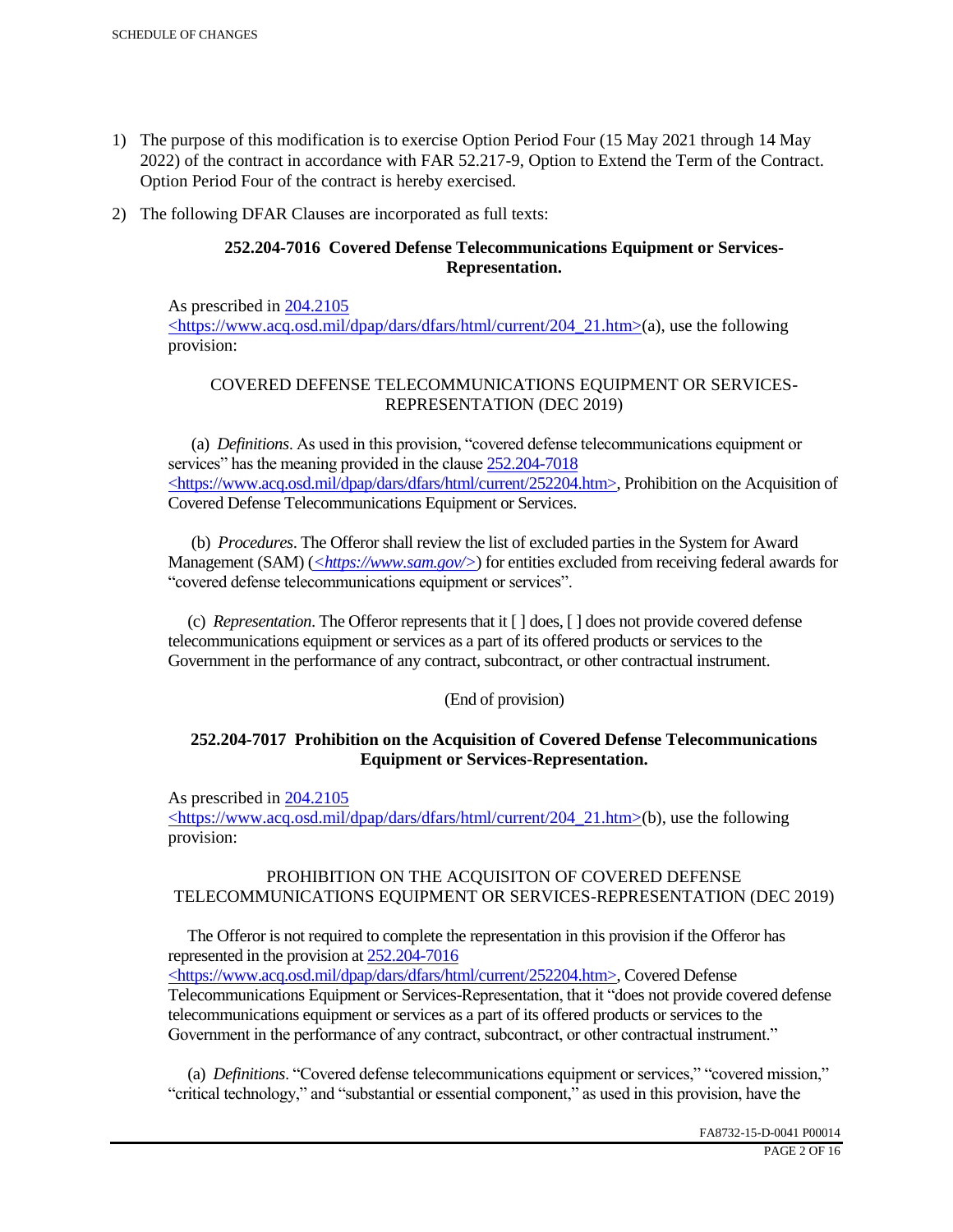SCHEDULE OF CHANGES

1) The purpose of this modification is to exercise Option Period Four (15 May 2021 through 14 May 2022) of the contract in accordance with FAR 52.217-9, Option to Extend the Term of the Contract. Option Period Four of the contract is hereby exercised.

2) The following DFAR Clauses are incorporated as full texts:

**252.204-7016 Covered Defense Telecommunications Equipment or Services-Representation.**

As prescribed in 204.2105 <https://www.acq.osd.mil/dpap/dars/dfars/html/current/204_21.htm>(a), use the following provision:

COVERED DEFENSE TELECOMMUNICATIONS EQUIPMENT OR SERVICES-REPRESENTATION (DEC 2019)

(a) *Definitions*. As used in this provision, "covered defense telecommunications equipment or services" has the meaning provided in the clause 252.204-7018 <https://www.acq.osd.mil/dpap/dars/dfars/html/current/252204.htm>, Prohibition on the Acquisition of Covered Defense Telecommunications Equipment or Services.

(b) *Procedures*. The Offeror shall review the list of excluded parties in the System for Award Management (SAM) (*<https://www.sam.gov/>*) for entities excluded from receiving federal awards for "covered defense telecommunications equipment or services".

(c) *Representation*. The Offeror represents that it [ ] does, [ ] does not provide covered defense telecommunications equipment or services as a part of its offered products or services to the Government in the performance of any contract, subcontract, or other contractual instrument.

(End of provision)

**252.204-7017 Prohibition on the Acquisition of Covered Defense Telecommunications Equipment or Services-Representation.**

As prescribed in 204.2105 <https://www.acq.osd.mil/dpap/dars/dfars/html/current/204_21.htm>(b), use the following provision:

PROHIBITION ON THE ACQUISITON OF COVERED DEFENSE TELECOMMUNICATIONS EQUIPMENT OR SERVICES-REPRESENTATION (DEC 2019)

The Offeror is not required to complete the representation in this provision if the Offeror has represented in the provision at 252.204-7016 <https://www.acq.osd.mil/dpap/dars/dfars/html/current/252204.htm>, Covered Defense Telecommunications Equipment or Services-Representation, that it "does not provide covered defense telecommunications equipment or services as a part of its offered products or services to the Government in the performance of any contract, subcontract, or other contractual instrument."

(a) *Definitions*. "Covered defense telecommunications equipment or services," "covered mission," "critical technology," and "substantial or essential component," as used in this provision, have the

FA8732-15-D-0041 P00014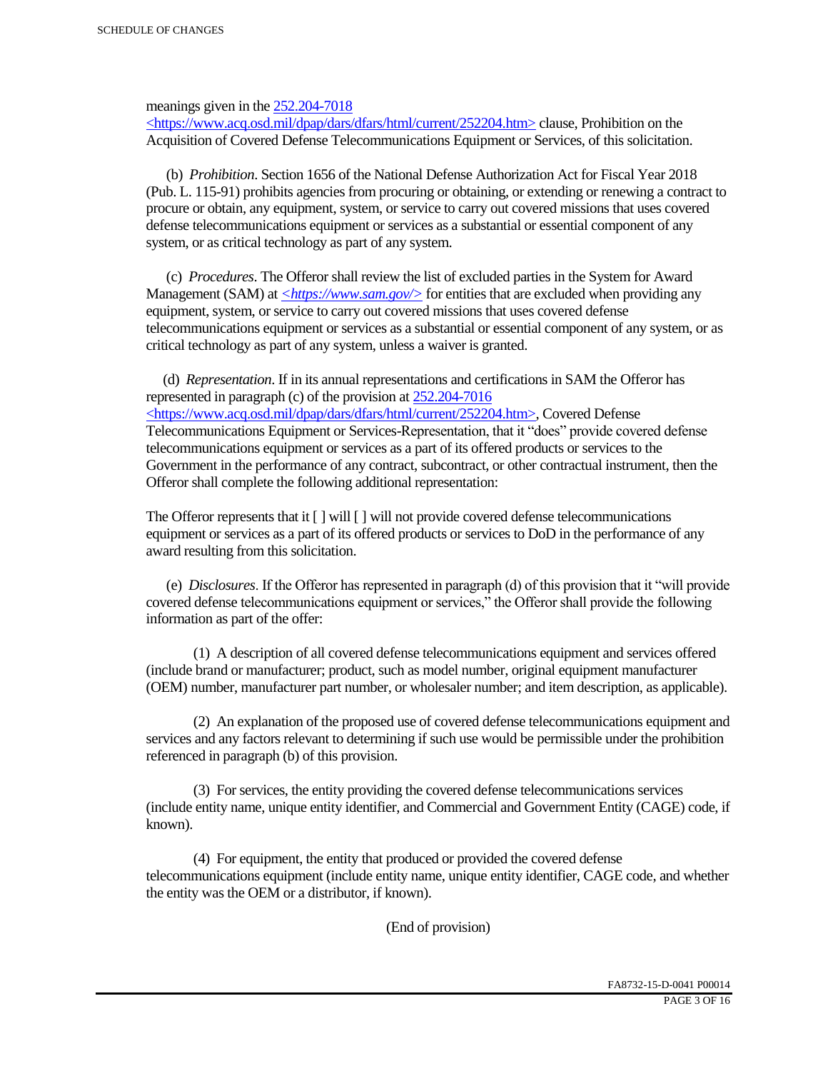meanings given in the [252.204-7018 <https://www.acq.osd.mil/dpap/dars/dfars/html/current/252204.htm>](https://www.acq.osd.mil/dpap/dars/dfars/html/current/252204.htm) clause, Prohibition on the Acquisition of Covered Defense Telecommunications Equipment or Services, of this solicitation.

(b) *Prohibition*. Section 1656 of the National Defense Authorization Act for Fiscal Year 2018 (Pub. L. 115-91) prohibits agencies from procuring or obtaining, or extending or renewing a contract to procure or obtain, any equipment, system, or service to carry out covered missions that uses covered defense telecommunications equipment or services as a substantial or essential component of any system, or as critical technology as part of any system.

(c) *Procedures*. The Offeror shall review the list of excluded parties in the System for Award Management (SAM) at *[<https://www.sam.gov/>](https://www.sam.gov/)* for entities that are excluded when providing any equipment, system, or service to carry out covered missions that uses covered defense telecommunications equipment or services as a substantial or essential component of any system, or as critical technology as part of any system, unless a waiver is granted.

(d) *Representation*. If in its annual representations and certifications in SAM the Offeror has represented in paragraph (c) of the provision at [252.204-7016 <https://www.acq.osd.mil/dpap/dars/dfars/html/current/252204.htm>](https://www.acq.osd.mil/dpap/dars/dfars/html/current/252204.htm), Covered Defense Telecommunications Equipment or Services-Representation, that it "does" provide covered defense telecommunications equipment or services as a part of its offered products or services to the Government in the performance of any contract, subcontract, or other contractual instrument, then the Offeror shall complete the following additional representation:

The Offeror represents that it [ ] will [ ] will not provide covered defense telecommunications equipment or services as a part of its offered products or services to DoD in the performance of any award resulting from this solicitation.

(e) *Disclosures*. If the Offeror has represented in paragraph (d) of this provision that it "will provide covered defense telecommunications equipment or services," the Offeror shall provide the following information as part of the offer:

(1) A description of all covered defense telecommunications equipment and services offered (include brand or manufacturer; product, such as model number, original equipment manufacturer (OEM) number, manufacturer part number, or wholesaler number; and item description, as applicable).

(2) An explanation of the proposed use of covered defense telecommunications equipment and services and any factors relevant to determining if such use would be permissible under the prohibition referenced in paragraph (b) of this provision.

(3) For services, the entity providing the covered defense telecommunications services (include entity name, unique entity identifier, and Commercial and Government Entity (CAGE) code, if known).

(4) For equipment, the entity that produced or provided the covered defense telecommunications equipment (include entity name, unique entity identifier, CAGE code, and whether the entity was the OEM or a distributor, if known).

(End of provision)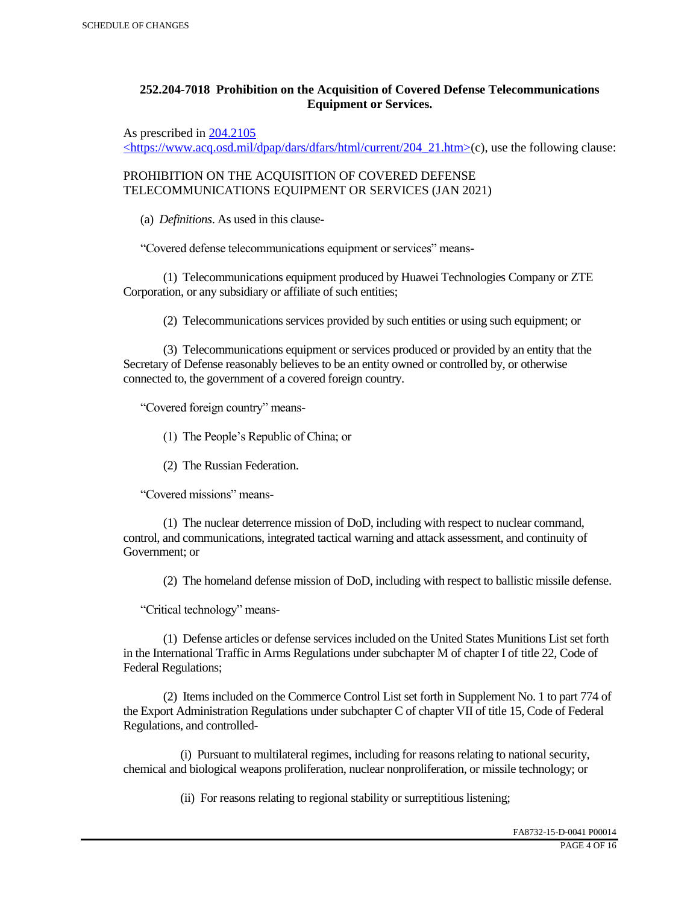## 252.204-7018 Prohibition on the Acquisition of Covered Defense Telecommunications Equipment or Services.

As prescribed in [204.2105](https://www.acq.osd.mil/dpap/dars/dfars/html/current/204_21.htm) <https://www.acq.osd.mil/dpap/dars/dfars/html/current/204_21.htm>(c), use the following clause:

PROHIBITION ON THE ACQUISITION OF COVERED DEFENSE TELECOMMUNICATIONS EQUIPMENT OR SERVICES (JAN 2021)

(a) *Definitions*. As used in this clause-

"Covered defense telecommunications equipment or services" means-

(1) Telecommunications equipment produced by Huawei Technologies Company or ZTE Corporation, or any subsidiary or affiliate of such entities;

(2) Telecommunications services provided by such entities or using such equipment; or

(3) Telecommunications equipment or services produced or provided by an entity that the Secretary of Defense reasonably believes to be an entity owned or controlled by, or otherwise connected to, the government of a covered foreign country.

"Covered foreign country" means-

(1) The People's Republic of China; or

(2) The Russian Federation.

"Covered missions" means-

(1) The nuclear deterrence mission of DoD, including with respect to nuclear command, control, and communications, integrated tactical warning and attack assessment, and continuity of Government; or

(2) The homeland defense mission of DoD, including with respect to ballistic missile defense.

"Critical technology" means-

(1) Defense articles or defense services included on the United States Munitions List set forth in the International Traffic in Arms Regulations under subchapter M of chapter I of title 22, Code of Federal Regulations;

(2) Items included on the Commerce Control List set forth in Supplement No. 1 to part 774 of the Export Administration Regulations under subchapter C of chapter VII of title 15, Code of Federal Regulations, and controlled-

(i) Pursuant to multilateral regimes, including for reasons relating to national security, chemical and biological weapons proliferation, nuclear nonproliferation, or missile technology; or

(ii) For reasons relating to regional stability or surreptitious listening;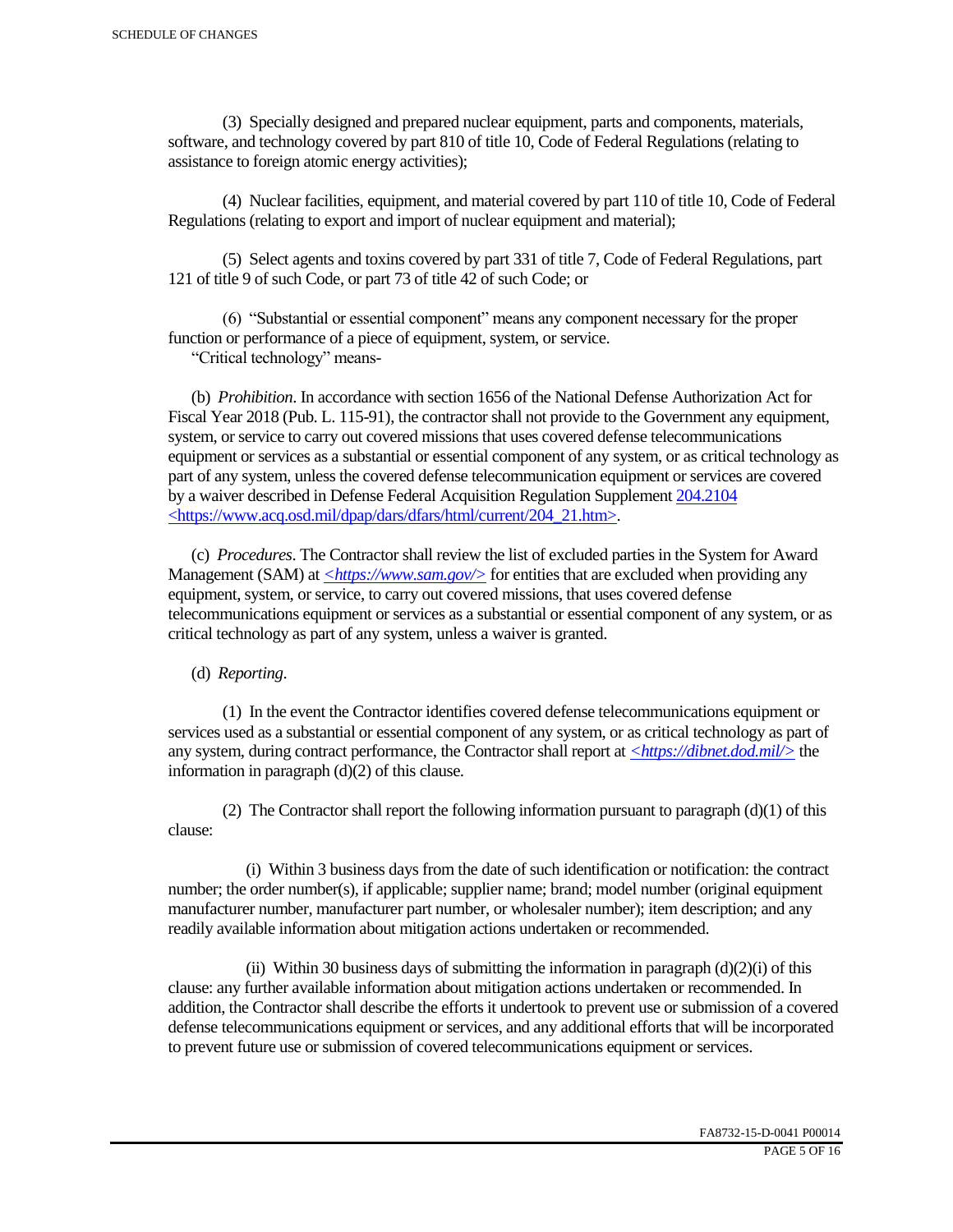(3) Specially designed and prepared nuclear equipment, parts and components, materials, software, and technology covered by part 810 of title 10, Code of Federal Regulations (relating to assistance to foreign atomic energy activities);

(4) Nuclear facilities, equipment, and material covered by part 110 of title 10, Code of Federal Regulations (relating to export and import of nuclear equipment and material);

(5) Select agents and toxins covered by part 331 of title 7, Code of Federal Regulations, part 121 of title 9 of such Code, or part 73 of title 42 of such Code; or

(6) "Substantial or essential component" means any component necessary for the proper function or performance of a piece of equipment, system, or service.

"Critical technology" means-

(b) *Prohibition*. In accordance with section 1656 of the National Defense Authorization Act for Fiscal Year 2018 (Pub. L. 115-91), the contractor shall not provide to the Government any equipment, system, or service to carry out covered missions that uses covered defense telecommunications equipment or services as a substantial or essential component of any system, or as critical technology as part of any system, unless the covered defense telecommunication equipment or services are covered by a waiver described in Defense Federal Acquisition Regulation Supplement 204.2104 <https://www.acq.osd.mil/dpap/dars/dfars/html/current/204_21.htm>.

(c) *Procedures*. The Contractor shall review the list of excluded parties in the System for Award Management (SAM) at *<https://www.sam.gov/>* for entities that are excluded when providing any equipment, system, or service, to carry out covered missions, that uses covered defense telecommunications equipment or services as a substantial or essential component of any system, or as critical technology as part of any system, unless a waiver is granted.

(d) *Reporting*.

(1) In the event the Contractor identifies covered defense telecommunications equipment or services used as a substantial or essential component of any system, or as critical technology as part of any system, during contract performance, the Contractor shall report at *<https://dibnet.dod.mil/>* the information in paragraph (d)(2) of this clause.

(2) The Contractor shall report the following information pursuant to paragraph (d)(1) of this clause:

(i) Within 3 business days from the date of such identification or notification: the contract number; the order number(s), if applicable; supplier name; brand; model number (original equipment manufacturer number, manufacturer part number, or wholesaler number); item description; and any readily available information about mitigation actions undertaken or recommended.

(ii) Within 30 business days of submitting the information in paragraph (d)(2)(i) of this clause: any further available information about mitigation actions undertaken or recommended. In addition, the Contractor shall describe the efforts it undertook to prevent use or submission of a covered defense telecommunications equipment or services, and any additional efforts that will be incorporated to prevent future use or submission of covered telecommunications equipment or services.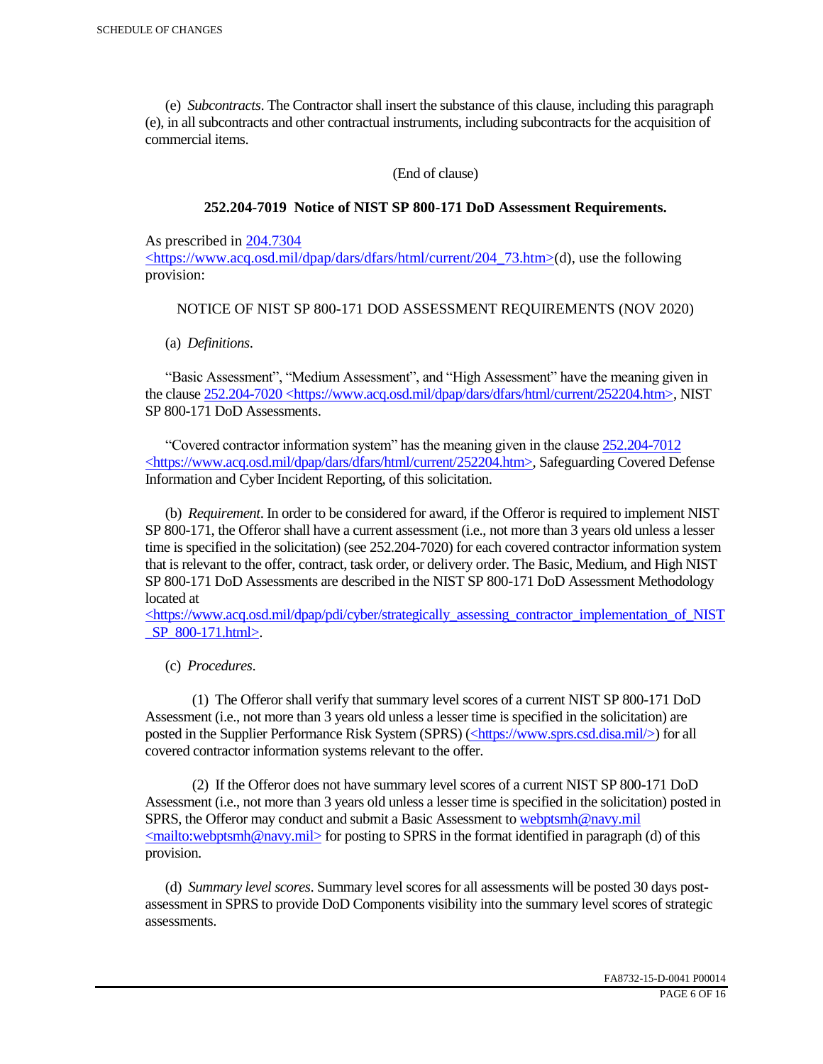(e) *Subcontracts*. The Contractor shall insert the substance of this clause, including this paragraph (e), in all subcontracts and other contractual instruments, including subcontracts for the acquisition of commercial items.

(End of clause)

### 252.204-7019 Notice of NIST SP 800-171 DoD Assessment Requirements.

As prescribed in 204.7304 <https://www.acq.osd.mil/dpap/dars/dfars/html/current/204_73.htm>(d), use the following provision:

NOTICE OF NIST SP 800-171 DOD ASSESSMENT REQUIREMENTS (NOV 2020)

(a) *Definitions*.

"Basic Assessment", "Medium Assessment", and "High Assessment" have the meaning given in the clause 252.204-7020 <https://www.acq.osd.mil/dpap/dars/dfars/html/current/252204.htm>, NIST SP 800-171 DoD Assessments.

"Covered contractor information system" has the meaning given in the clause 252.204-7012 <https://www.acq.osd.mil/dpap/dars/dfars/html/current/252204.htm>, Safeguarding Covered Defense Information and Cyber Incident Reporting, of this solicitation.

(b) *Requirement*. In order to be considered for award, if the Offeror is required to implement NIST SP 800-171, the Offeror shall have a current assessment (i.e., not more than 3 years old unless a lesser time is specified in the solicitation) (see 252.204-7020) for each covered contractor information system that is relevant to the offer, contract, task order, or delivery order. The Basic, Medium, and High NIST SP 800-171 DoD Assessments are described in the NIST SP 800-171 DoD Assessment Methodology located at <https://www.acq.osd.mil/dpap/pdi/cyber/strategically_assessing_contractor_implementation_of_NIST_SP_800-171.html>.

(c) *Procedures*.

(1) The Offeror shall verify that summary level scores of a current NIST SP 800-171 DoD Assessment (i.e., not more than 3 years old unless a lesser time is specified in the solicitation) are posted in the Supplier Performance Risk System (SPRS) (<https://www.sprs.csd.disa.mil/>) for all covered contractor information systems relevant to the offer.

(2) If the Offeror does not have summary level scores of a current NIST SP 800-171 DoD Assessment (i.e., not more than 3 years old unless a lesser time is specified in the solicitation) posted in SPRS, the Offeror may conduct and submit a Basic Assessment to webptsmh@navy.mil <mailto:webptsmh@navy.mil> for posting to SPRS in the format identified in paragraph (d) of this provision.

(d) *Summary level scores*. Summary level scores for all assessments will be posted 30 days post-assessment in SPRS to provide DoD Components visibility into the summary level scores of strategic assessments.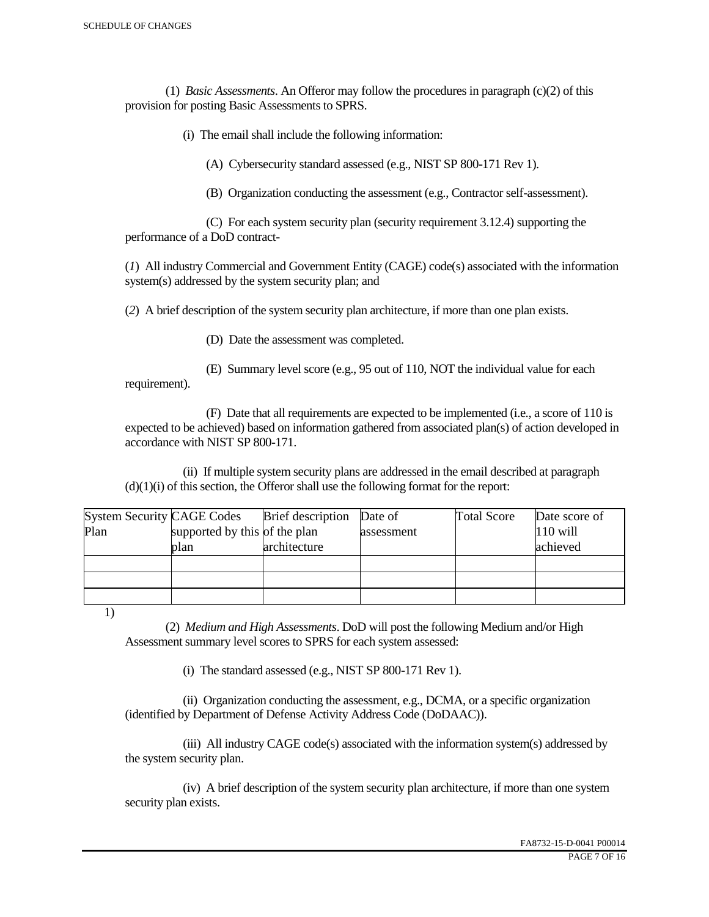(1) *Basic Assessments*. An Offeror may follow the procedures in paragraph (c)(2) of this provision for posting Basic Assessments to SPRS.

(i) The email shall include the following information:

(A) Cybersecurity standard assessed (e.g., NIST SP 800-171 Rev 1).

(B) Organization conducting the assessment (e.g., Contractor self-assessment).

(C) For each system security plan (security requirement 3.12.4) supporting the performance of a DoD contract-

(*1*) All industry Commercial and Government Entity (CAGE) code(s) associated with the information system(s) addressed by the system security plan; and

(*2*) A brief description of the system security plan architecture, if more than one plan exists.

(D) Date the assessment was completed.

(E) Summary level score (e.g., 95 out of 110, NOT the individual value for each requirement).

(F) Date that all requirements are expected to be implemented (i.e., a score of 110 is expected to be achieved) based on information gathered from associated plan(s) of action developed in accordance with NIST SP 800-171.

(ii) If multiple system security plans are addressed in the email described at paragraph (d)(1)(i) of this section, the Offeror shall use the following format for the report:

| System Security Plan | CAGE Codes supported by this plan | Brief description of the plan architecture | Date of assessment | Total Score | Date score of 110 will achieved |
|---|---|---|---|---|---|
| | | | | | |
| | | | | | |
| | | | | | |

1)

(2) *Medium and High Assessments*. DoD will post the following Medium and/or High Assessment summary level scores to SPRS for each system assessed:

(i) The standard assessed (e.g., NIST SP 800-171 Rev 1).

(ii) Organization conducting the assessment, e.g., DCMA, or a specific organization (identified by Department of Defense Activity Address Code (DoDAAC)).

(iii) All industry CAGE code(s) associated with the information system(s) addressed by the system security plan.

(iv) A brief description of the system security plan architecture, if more than one system security plan exists.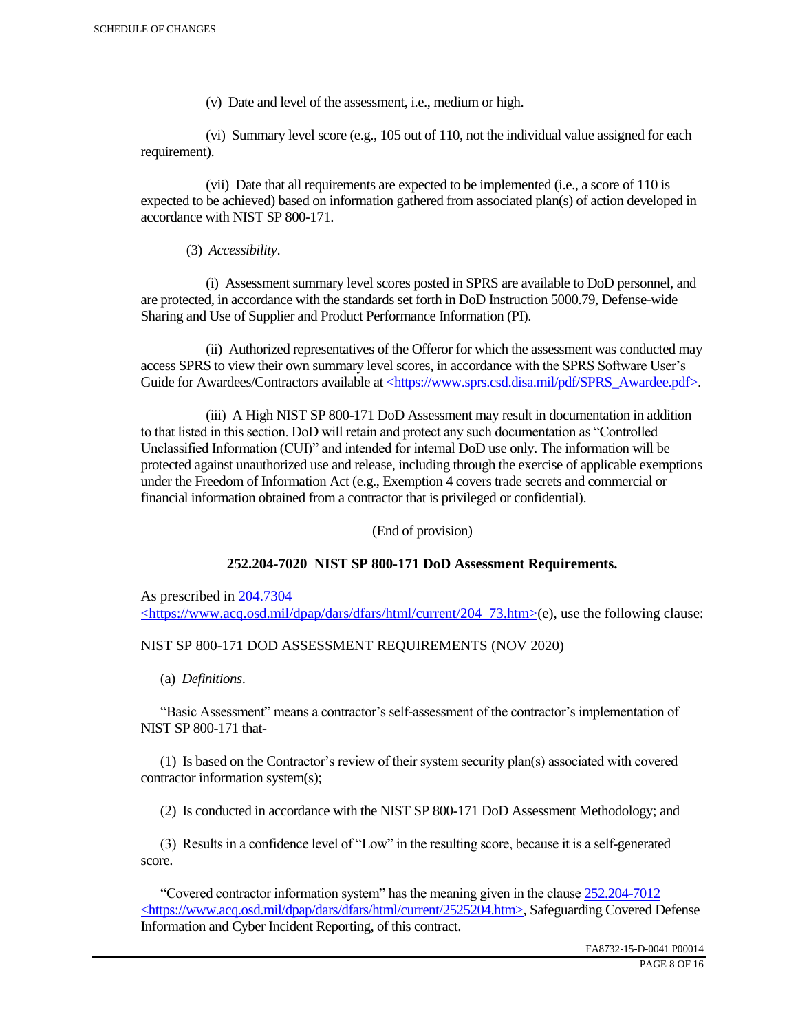(v) Date and level of the assessment, i.e., medium or high.

(vi) Summary level score (e.g., 105 out of 110, not the individual value assigned for each requirement).

(vii) Date that all requirements are expected to be implemented (i.e., a score of 110 is expected to be achieved) based on information gathered from associated plan(s) of action developed in accordance with NIST SP 800-171.

(3) *Accessibility*.

(i) Assessment summary level scores posted in SPRS are available to DoD personnel, and are protected, in accordance with the standards set forth in DoD Instruction 5000.79, Defense-wide Sharing and Use of Supplier and Product Performance Information (PI).

(ii) Authorized representatives of the Offeror for which the assessment was conducted may access SPRS to view their own summary level scores, in accordance with the SPRS Software User's Guide for Awardees/Contractors available at <https://www.sprs.csd.disa.mil/pdf/SPRS_Awardee.pdf>.

(iii) A High NIST SP 800-171 DoD Assessment may result in documentation in addition to that listed in this section. DoD will retain and protect any such documentation as "Controlled Unclassified Information (CUI)" and intended for internal DoD use only. The information will be protected against unauthorized use and release, including through the exercise of applicable exemptions under the Freedom of Information Act (e.g., Exemption 4 covers trade secrets and commercial or financial information obtained from a contractor that is privileged or confidential).

(End of provision)

**252.204-7020 NIST SP 800-171 DoD Assessment Requirements.**

As prescribed in 204.7304 <https://www.acq.osd.mil/dpap/dars/dfars/html/current/204_73.htm>(e), use the following clause:

NIST SP 800-171 DOD ASSESSMENT REQUIREMENTS (NOV 2020)

(a) *Definitions*.

"Basic Assessment" means a contractor's self-assessment of the contractor's implementation of NIST SP 800-171 that-

(1) Is based on the Contractor's review of their system security plan(s) associated with covered contractor information system(s);

(2) Is conducted in accordance with the NIST SP 800-171 DoD Assessment Methodology; and

(3) Results in a confidence level of "Low" in the resulting score, because it is a self-generated score.

"Covered contractor information system" has the meaning given in the clause 252.204-7012 <https://www.acq.osd.mil/dpap/dars/dfars/html/current/2525204.htm>, Safeguarding Covered Defense Information and Cyber Incident Reporting, of this contract.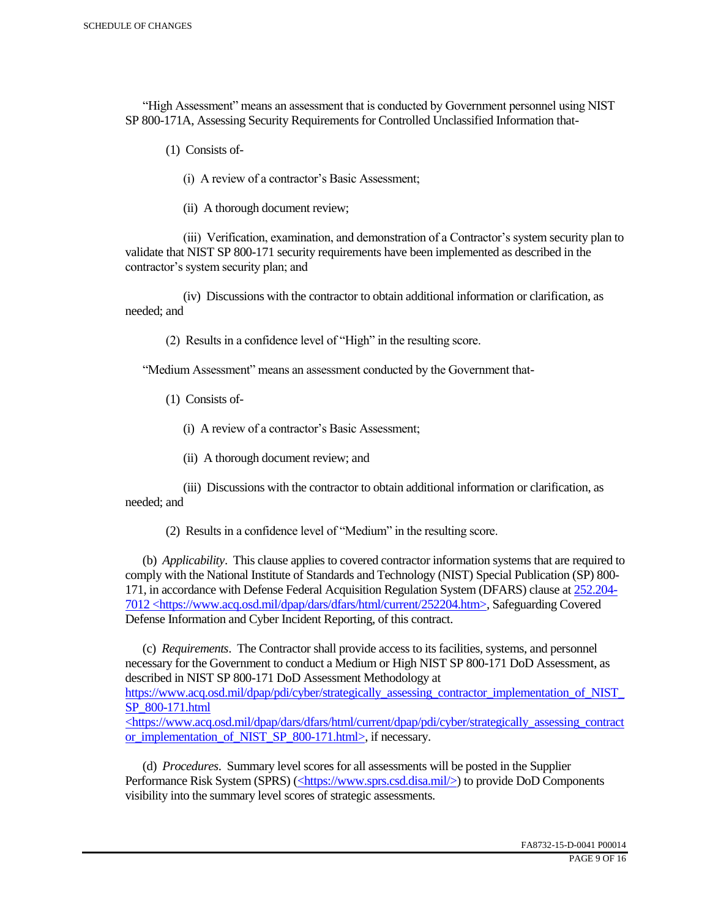"High Assessment" means an assessment that is conducted by Government personnel using NIST SP 800-171A, Assessing Security Requirements for Controlled Unclassified Information that-

(1) Consists of-

(i) A review of a contractor's Basic Assessment;

(ii) A thorough document review;

(iii) Verification, examination, and demonstration of a Contractor's system security plan to validate that NIST SP 800-171 security requirements have been implemented as described in the contractor's system security plan; and

(iv) Discussions with the contractor to obtain additional information or clarification, as needed; and

(2) Results in a confidence level of "High" in the resulting score.

"Medium Assessment" means an assessment conducted by the Government that-

(1) Consists of-

(i) A review of a contractor's Basic Assessment;

(ii) A thorough document review; and

(iii) Discussions with the contractor to obtain additional information or clarification, as needed; and

(2) Results in a confidence level of "Medium" in the resulting score.

(b) *Applicability*. This clause applies to covered contractor information systems that are required to comply with the National Institute of Standards and Technology (NIST) Special Publication (SP) 800-171, in accordance with Defense Federal Acquisition Regulation System (DFARS) clause at 252.204-7012 <https://www.acq.osd.mil/dpap/dars/dfars/html/current/252204.htm>, Safeguarding Covered Defense Information and Cyber Incident Reporting, of this contract.

(c) *Requirements*. The Contractor shall provide access to its facilities, systems, and personnel necessary for the Government to conduct a Medium or High NIST SP 800-171 DoD Assessment, as described in NIST SP 800-171 DoD Assessment Methodology at https://www.acq.osd.mil/dpap/pdi/cyber/strategically_assessing_contractor_implementation_of_NIST_SP_800-171.html <https://www.acq.osd.mil/dpap/dars/dfars/html/current/dpap/pdi/cyber/strategically_assessing_contractor_implementation_of_NIST_SP_800-171.html>, if necessary.

(d) *Procedures*. Summary level scores for all assessments will be posted in the Supplier Performance Risk System (SPRS) (<https://www.sprs.csd.disa.mil/>) to provide DoD Components visibility into the summary level scores of strategic assessments.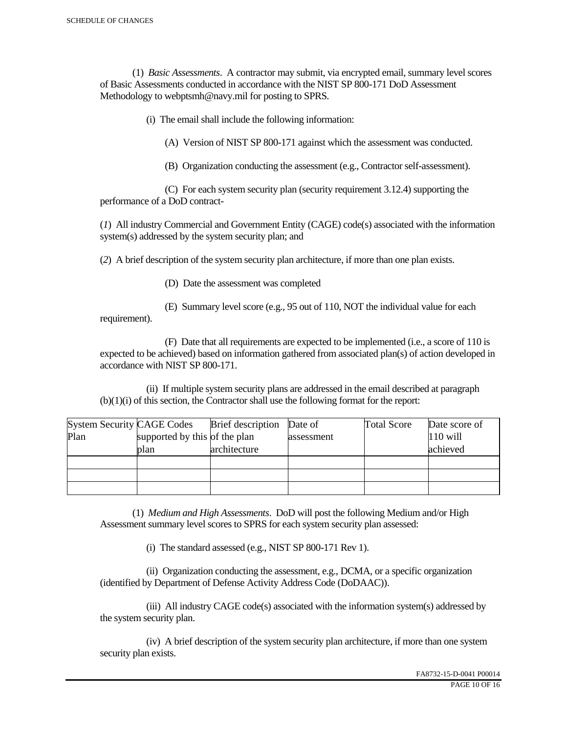(1) *Basic Assessments*. A contractor may submit, via encrypted email, summary level scores of Basic Assessments conducted in accordance with the NIST SP 800-171 DoD Assessment Methodology to webptsmh@navy.mil for posting to SPRS.

(i) The email shall include the following information:

(A) Version of NIST SP 800-171 against which the assessment was conducted.

(B) Organization conducting the assessment (e.g., Contractor self-assessment).

(C) For each system security plan (security requirement 3.12.4) supporting the performance of a DoD contract-

(*1*) All industry Commercial and Government Entity (CAGE) code(s) associated with the information system(s) addressed by the system security plan; and

(*2*) A brief description of the system security plan architecture, if more than one plan exists.

(D) Date the assessment was completed

(E) Summary level score (e.g., 95 out of 110, NOT the individual value for each requirement).

(F) Date that all requirements are expected to be implemented (i.e., a score of 110 is expected to be achieved) based on information gathered from associated plan(s) of action developed in accordance with NIST SP 800-171.

(ii) If multiple system security plans are addressed in the email described at paragraph (b)(1)(i) of this section, the Contractor shall use the following format for the report:

| System Security Plan | CAGE Codes supported by this plan | Brief description of the plan architecture | Date of assessment | Total Score | Date score of 110 will achieved |
|---|---|---|---|---|---|
| | | | | | |
| | | | | | |
| | | | | | |

(1) *Medium and High Assessments*. DoD will post the following Medium and/or High Assessment summary level scores to SPRS for each system security plan assessed:

(i) The standard assessed (e.g., NIST SP 800-171 Rev 1).

(ii) Organization conducting the assessment, e.g., DCMA, or a specific organization (identified by Department of Defense Activity Address Code (DoDAAC)).

(iii) All industry CAGE code(s) associated with the information system(s) addressed by the system security plan.

(iv) A brief description of the system security plan architecture, if more than one system security plan exists.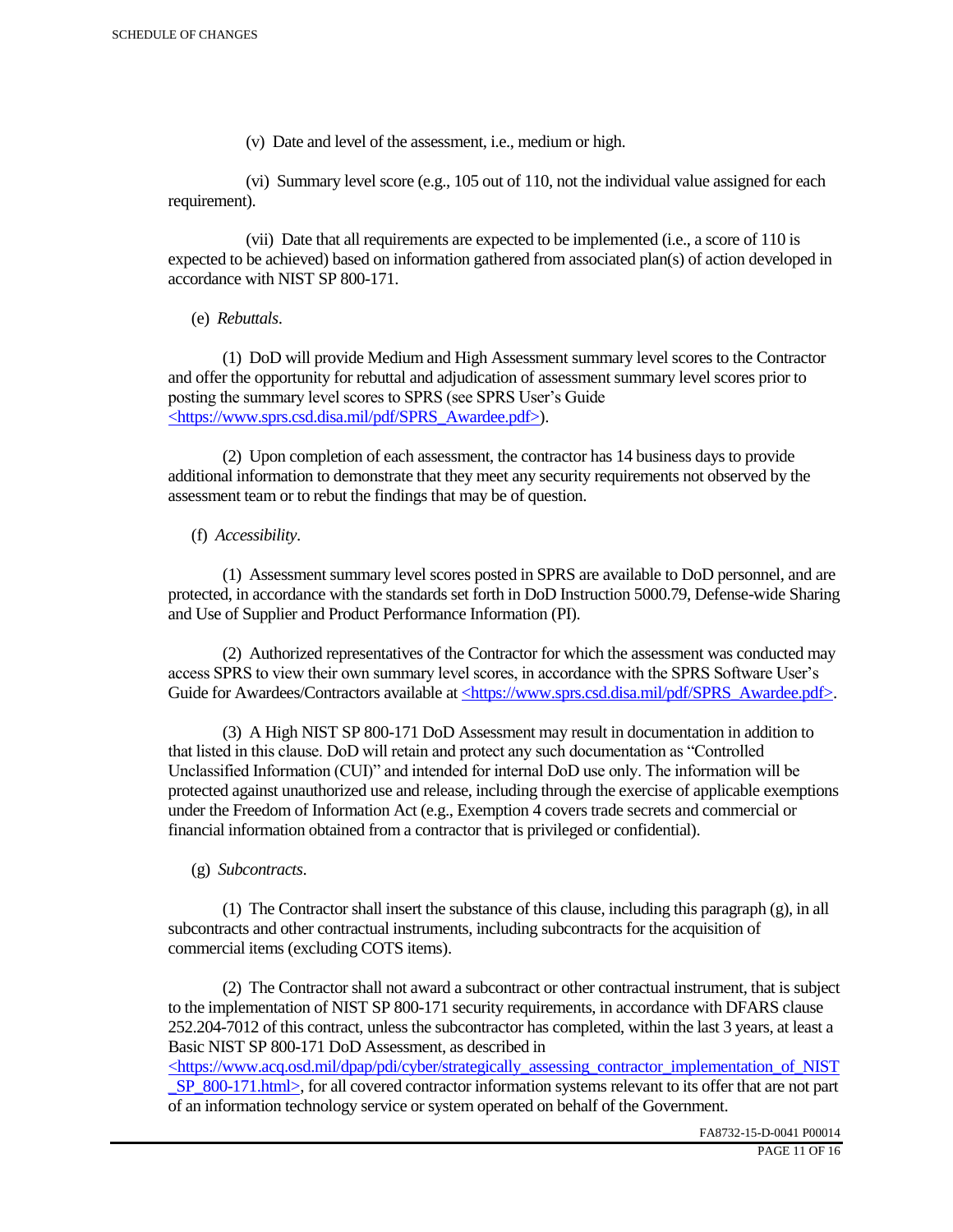(v) Date and level of the assessment, i.e., medium or high.

(vi) Summary level score (e.g., 105 out of 110, not the individual value assigned for each requirement).

(vii) Date that all requirements are expected to be implemented (i.e., a score of 110 is expected to be achieved) based on information gathered from associated plan(s) of action developed in accordance with NIST SP 800-171.

(e) *Rebuttals*.

(1) DoD will provide Medium and High Assessment summary level scores to the Contractor and offer the opportunity for rebuttal and adjudication of assessment summary level scores prior to posting the summary level scores to SPRS (see SPRS User's Guide <https://www.sprs.csd.disa.mil/pdf/SPRS_Awardee.pdf>).

(2) Upon completion of each assessment, the contractor has 14 business days to provide additional information to demonstrate that they meet any security requirements not observed by the assessment team or to rebut the findings that may be of question.

(f) *Accessibility*.

(1) Assessment summary level scores posted in SPRS are available to DoD personnel, and are protected, in accordance with the standards set forth in DoD Instruction 5000.79, Defense-wide Sharing and Use of Supplier and Product Performance Information (PI).

(2) Authorized representatives of the Contractor for which the assessment was conducted may access SPRS to view their own summary level scores, in accordance with the SPRS Software User's Guide for Awardees/Contractors available at <https://www.sprs.csd.disa.mil/pdf/SPRS_Awardee.pdf>.

(3) A High NIST SP 800-171 DoD Assessment may result in documentation in addition to that listed in this clause. DoD will retain and protect any such documentation as "Controlled Unclassified Information (CUI)" and intended for internal DoD use only. The information will be protected against unauthorized use and release, including through the exercise of applicable exemptions under the Freedom of Information Act (e.g., Exemption 4 covers trade secrets and commercial or financial information obtained from a contractor that is privileged or confidential).

(g) *Subcontracts*.

(1) The Contractor shall insert the substance of this clause, including this paragraph (g), in all subcontracts and other contractual instruments, including subcontracts for the acquisition of commercial items (excluding COTS items).

(2) The Contractor shall not award a subcontract or other contractual instrument, that is subject to the implementation of NIST SP 800-171 security requirements, in accordance with DFARS clause 252.204-7012 of this contract, unless the subcontractor has completed, within the last 3 years, at least a Basic NIST SP 800-171 DoD Assessment, as described in <https://www.acq.osd.mil/dpap/pdi/cyber/strategically_assessing_contractor_implementation_of_NIST_SP_800-171.html>, for all covered contractor information systems relevant to its offer that are not part of an information technology service or system operated on behalf of the Government.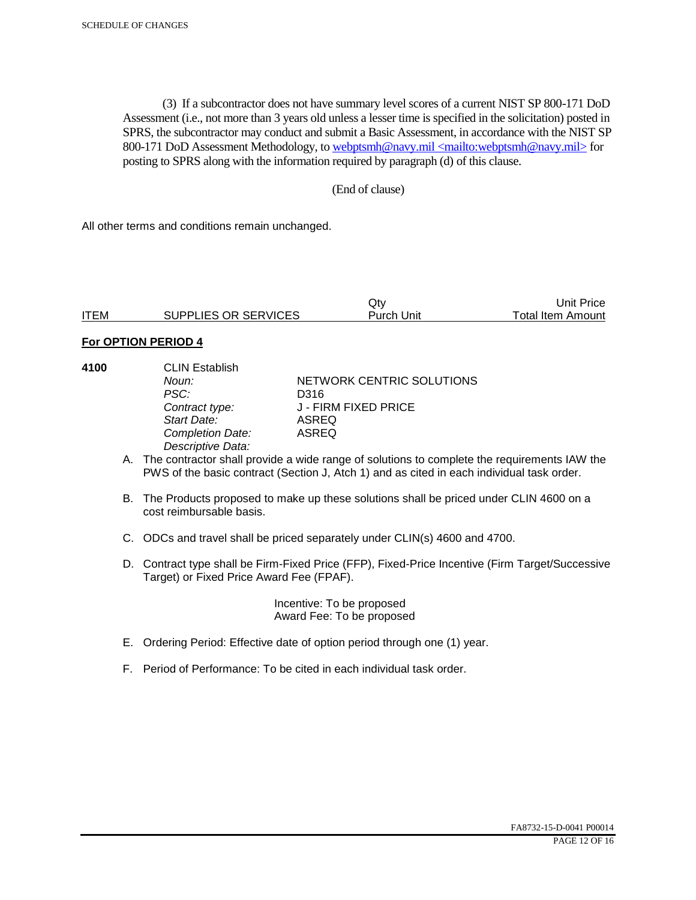(3) If a subcontractor does not have summary level scores of a current NIST SP 800-171 DoD Assessment (i.e., not more than 3 years old unless a lesser time is specified in the solicitation) posted in SPRS, the subcontractor may conduct and submit a Basic Assessment, in accordance with the NIST SP 800-171 DoD Assessment Methodology, to webptsmh@navy.mil <mailto:webptsmh@navy.mil> for posting to SPRS along with the information required by paragraph (d) of this clause.

(End of clause)

All other terms and conditions remain unchanged.

| ITEM | SUPPLIES OR SERVICES | Qty<br>Purch Unit | Unit Price<br>Total Item Amount |
|---|---|---|---|

**For OPTION PERIOD 4**

**4100** CLIN Establish

| | |
|---|---|
| *Noun:* | NETWORK CENTRIC SOLUTIONS |
| *PSC:* | D316 |
| *Contract type:* | J - FIRM FIXED PRICE |
| *Start Date:* | ASREQ |
| *Completion Date:* | ASREQ |
| *Descriptive Data:* | |

A. The contractor shall provide a wide range of solutions to complete the requirements IAW the PWS of the basic contract (Section J, Atch 1) and as cited in each individual task order.

B. The Products proposed to make up these solutions shall be priced under CLIN 4600 on a cost reimbursable basis.

C. ODCs and travel shall be priced separately under CLIN(s) 4600 and 4700.

D. Contract type shall be Firm-Fixed Price (FFP), Fixed-Price Incentive (Firm Target/Successive Target) or Fixed Price Award Fee (FPAF).

Incentive: To be proposed
Award Fee: To be proposed

E. Ordering Period: Effective date of option period through one (1) year.

F. Period of Performance: To be cited in each individual task order.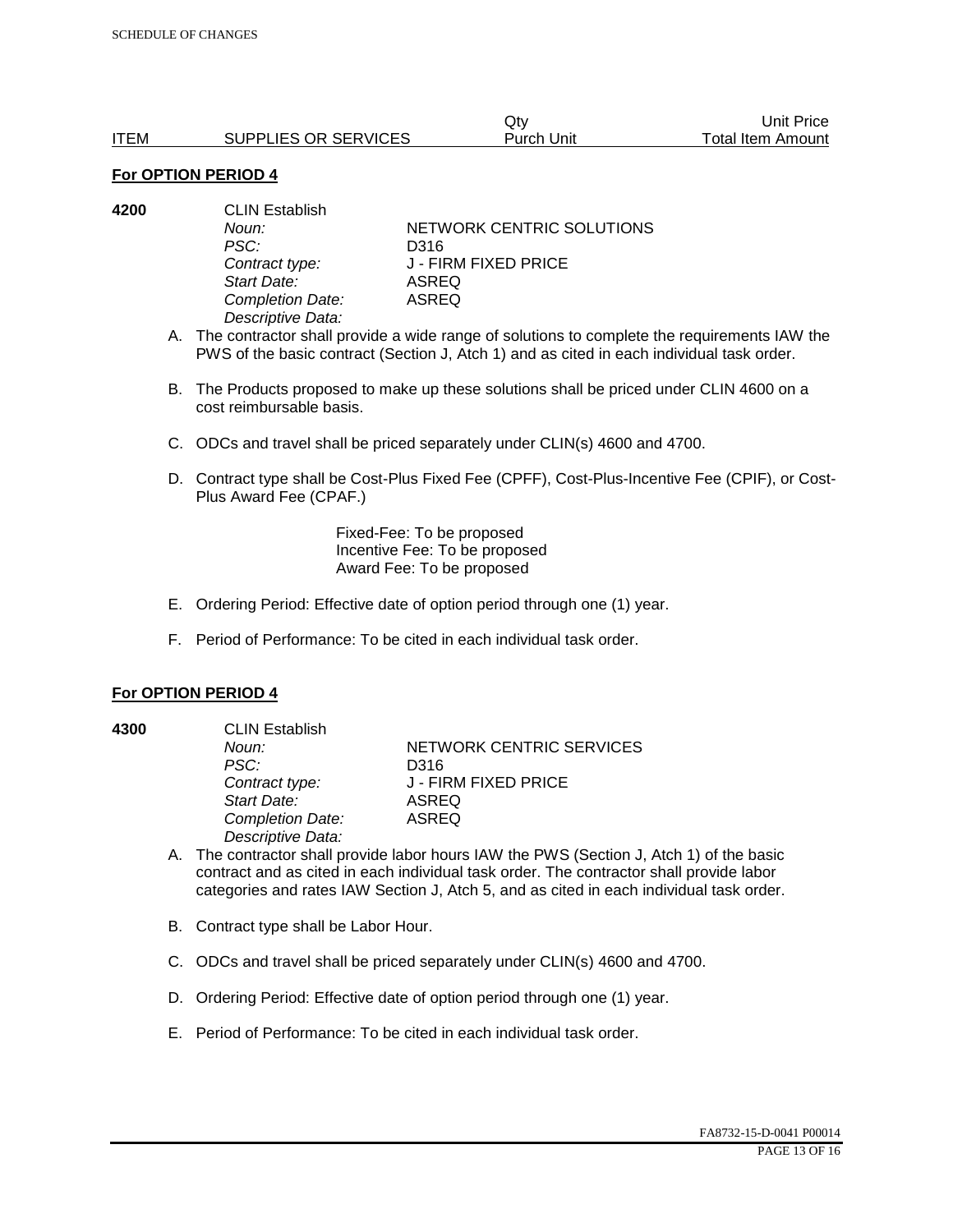| ITEM | SUPPLIES OR SERVICES | Qty<br>Purch Unit | Unit Price<br>Total Item Amount |
|---|---|---|---|

**For OPTION PERIOD 4**

**4200** CLIN Establish

*Noun:* NETWORK CENTRIC SOLUTIONS
*PSC:* D316
*Contract type:* J - FIRM FIXED PRICE
*Start Date:* ASREQ
*Completion Date:* ASREQ
*Descriptive Data:*

A. The contractor shall provide a wide range of solutions to complete the requirements IAW the PWS of the basic contract (Section J, Atch 1) and as cited in each individual task order.

B. The Products proposed to make up these solutions shall be priced under CLIN 4600 on a cost reimbursable basis.

C. ODCs and travel shall be priced separately under CLIN(s) 4600 and 4700.

D. Contract type shall be Cost-Plus Fixed Fee (CPFF), Cost-Plus-Incentive Fee (CPIF), or Cost-Plus Award Fee (CPAF.)

Fixed-Fee: To be proposed
Incentive Fee: To be proposed
Award Fee: To be proposed

E. Ordering Period: Effective date of option period through one (1) year.

F. Period of Performance: To be cited in each individual task order.

**For OPTION PERIOD 4**

**4300** CLIN Establish

*Noun:* NETWORK CENTRIC SERVICES
*PSC:* D316
*Contract type:* J - FIRM FIXED PRICE
*Start Date:* ASREQ
*Completion Date:* ASREQ
*Descriptive Data:*

A. The contractor shall provide labor hours IAW the PWS (Section J, Atch 1) of the basic contract and as cited in each individual task order. The contractor shall provide labor categories and rates IAW Section J, Atch 5, and as cited in each individual task order.

B. Contract type shall be Labor Hour.

C. ODCs and travel shall be priced separately under CLIN(s) 4600 and 4700.

D. Ordering Period: Effective date of option period through one (1) year.

E. Period of Performance: To be cited in each individual task order.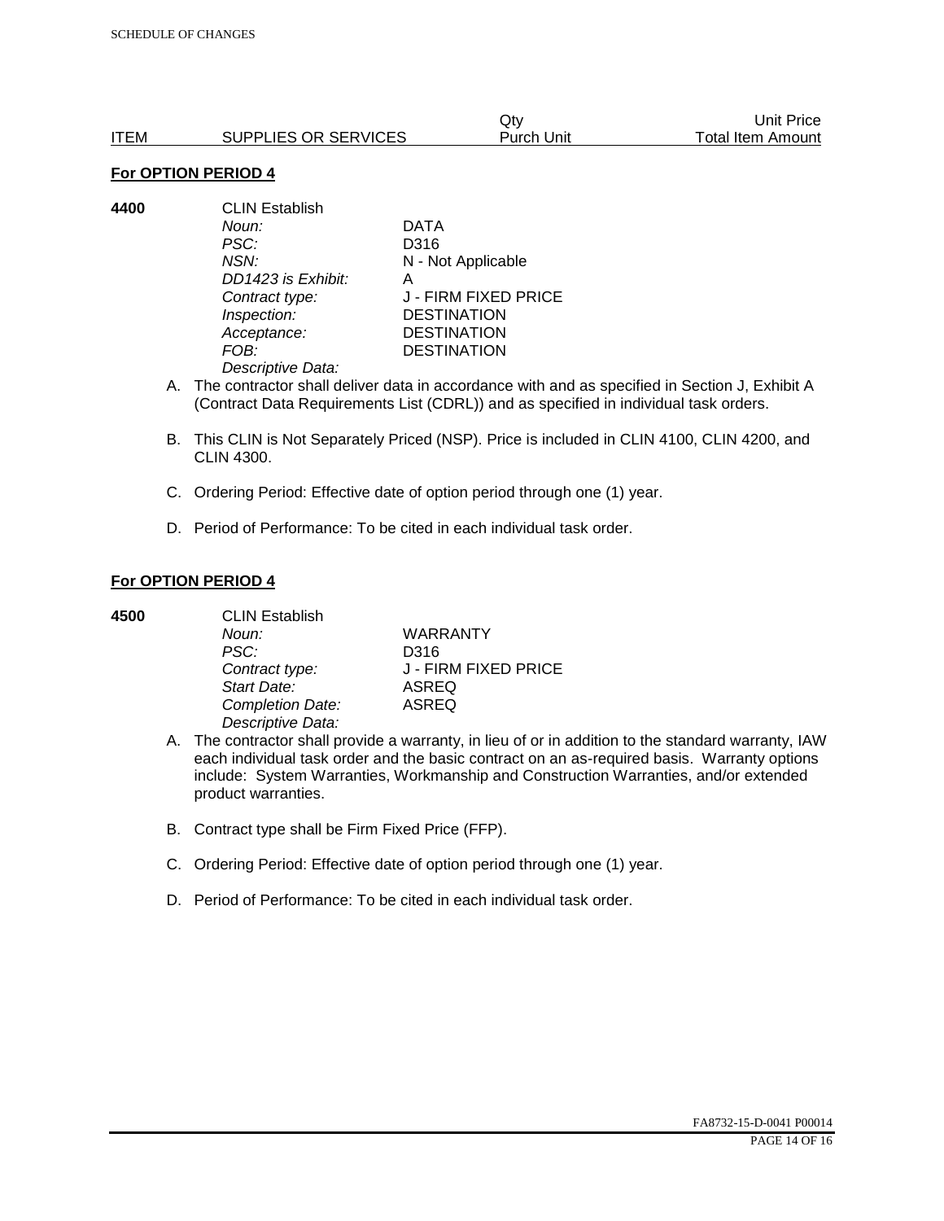| ITEM | SUPPLIES OR SERVICES | Qty Purch Unit | Unit Price Total Item Amount |
|---|---|---|---|

**For OPTION PERIOD 4**

**4400** CLIN Establish

*Noun:* DATA
*PSC:* D316
*NSN:* N - Not Applicable
*DD1423 is Exhibit:* A
*Contract type:* J - FIRM FIXED PRICE
*Inspection:* DESTINATION
*Acceptance:* DESTINATION
*FOB:* DESTINATION
*Descriptive Data:*

A. The contractor shall deliver data in accordance with and as specified in Section J, Exhibit A (Contract Data Requirements List (CDRL)) and as specified in individual task orders.

B. This CLIN is Not Separately Priced (NSP). Price is included in CLIN 4100, CLIN 4200, and CLIN 4300.

C. Ordering Period: Effective date of option period through one (1) year.

D. Period of Performance: To be cited in each individual task order.

**For OPTION PERIOD 4**

**4500** CLIN Establish

*Noun:* WARRANTY
*PSC:* D316
*Contract type:* J - FIRM FIXED PRICE
*Start Date:* ASREQ
*Completion Date:* ASREQ
*Descriptive Data:*

A. The contractor shall provide a warranty, in lieu of or in addition to the standard warranty, IAW each individual task order and the basic contract on an as-required basis. Warranty options include: System Warranties, Workmanship and Construction Warranties, and/or extended product warranties.

B. Contract type shall be Firm Fixed Price (FFP).

C. Ordering Period: Effective date of option period through one (1) year.

D. Period of Performance: To be cited in each individual task order.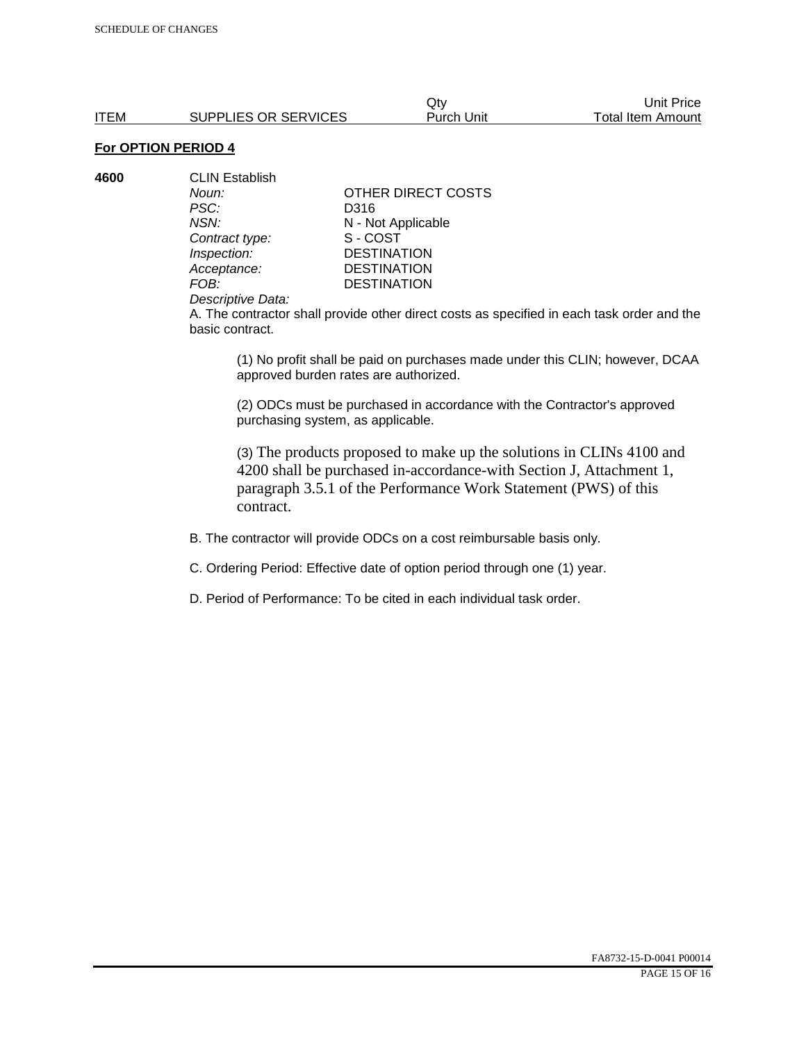| ITEM | SUPPLIES OR SERVICES | Qty Purch Unit | Unit Price Total Item Amount |
| --- | --- | --- | --- |

**For OPTION PERIOD 4**

**4600** CLIN Establish

| | |
| --- | --- |
| *Noun:* | OTHER DIRECT COSTS |
| *PSC:* | D316 |
| *NSN:* | N - Not Applicable |
| *Contract type:* | S - COST |
| *Inspection:* | DESTINATION |
| *Acceptance:* | DESTINATION |
| *FOB:* | DESTINATION |

*Descriptive Data:*

A. The contractor shall provide other direct costs as specified in each task order and the basic contract.

(1) No profit shall be paid on purchases made under this CLIN; however, DCAA approved burden rates are authorized.

(2) ODCs must be purchased in accordance with the Contractor's approved purchasing system, as applicable.

(3) The products proposed to make up the solutions in CLINs 4100 and 4200 shall be purchased in-accordance-with Section J, Attachment 1, paragraph 3.5.1 of the Performance Work Statement (PWS) of this contract.

B. The contractor will provide ODCs on a cost reimbursable basis only.

C. Ordering Period: Effective date of option period through one (1) year.

D. Period of Performance: To be cited in each individual task order.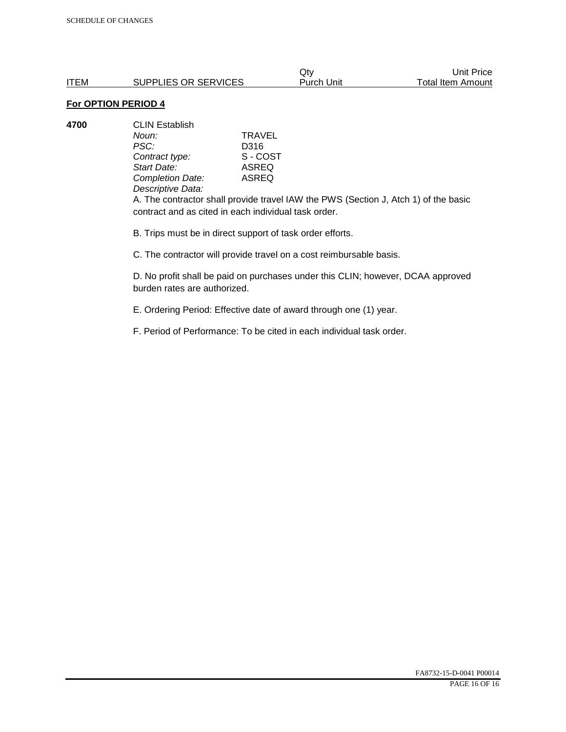| ITEM | SUPPLIES OR SERVICES | Qty<br>Purch Unit | Unit Price<br>Total Item Amount |
|---|---|---|---|

**For OPTION PERIOD 4**

**4700** CLIN Establish

*Noun:* TRAVEL
*PSC:* D316
*Contract type:* S - COST
*Start Date:* ASREQ
*Completion Date:* ASREQ
*Descriptive Data:*

A. The contractor shall provide travel IAW the PWS (Section J, Atch 1) of the basic contract and as cited in each individual task order.

B. Trips must be in direct support of task order efforts.

C. The contractor will provide travel on a cost reimbursable basis.

D. No profit shall be paid on purchases under this CLIN; however, DCAA approved burden rates are authorized.

E. Ordering Period: Effective date of award through one (1) year.

F. Period of Performance: To be cited in each individual task order.